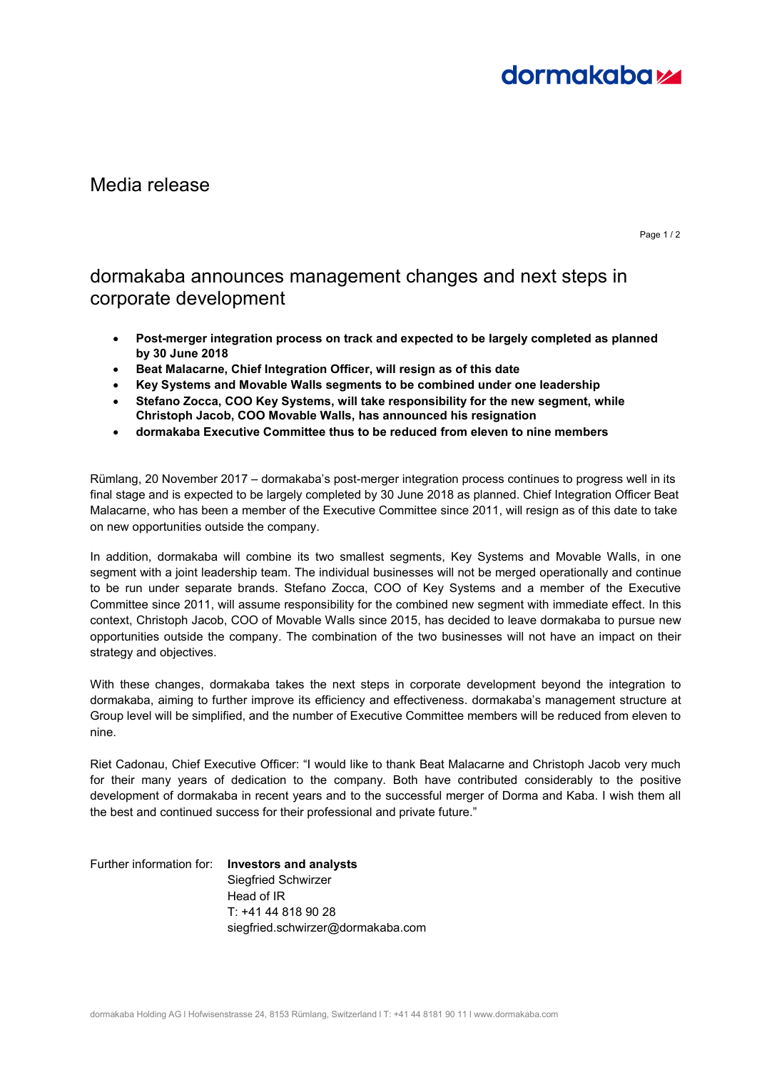Media release

# dormakaba announces management changes and next steps in corporate development

- **Post-merger integration process on track and expected to be largely completed as planned by 30 June 2018**
- **Beat Malacarne, Chief Integration Officer, will resign as of this date**
- **Key Systems and Movable Walls segments to be combined under one leadership**
- **Stefano Zocca, COO Key Systems, will take responsibility for the new segment, while Christoph Jacob, COO Movable Walls, has announced his resignation**
- **dormakaba Executive Committee thus to be reduced from eleven to nine members**

Rümlang, 20 November 2017 – dormakaba's post-merger integration process continues to progress well in its final stage and is expected to be largely completed by 30 June 2018 as planned. Chief Integration Officer Beat Malacarne, who has been a member of the Executive Committee since 2011, will resign as of this date to take on new opportunities outside the company.

In addition, dormakaba will combine its two smallest segments, Key Systems and Movable Walls, in one segment with a joint leadership team. The individual businesses will not be merged operationally and continue to be run under separate brands. Stefano Zocca, COO of Key Systems and a member of the Executive Committee since 2011, will assume responsibility for the combined new segment with immediate effect. In this context, Christoph Jacob, COO of Movable Walls since 2015, has decided to leave dormakaba to pursue new opportunities outside the company. The combination of the two businesses will not have an impact on their strategy and objectives.

With these changes, dormakaba takes the next steps in corporate development beyond the integration to dormakaba, aiming to further improve its efficiency and effectiveness. dormakaba's management structure at Group level will be simplified, and the number of Executive Committee members will be reduced from eleven to nine.

Riet Cadonau, Chief Executive Officer: "I would like to thank Beat Malacarne and Christoph Jacob very much for their many years of dedication to the company. Both have contributed considerably to the positive development of dormakaba in recent years and to the successful merger of Dorma and Kaba. I wish them all the best and continued success for their professional and private future."

Further information for: **Investors and analysts**
Siegfried Schwirzer
Head of IR
T: +41 44 818 90 28
siegfried.schwirzer@dormakaba.com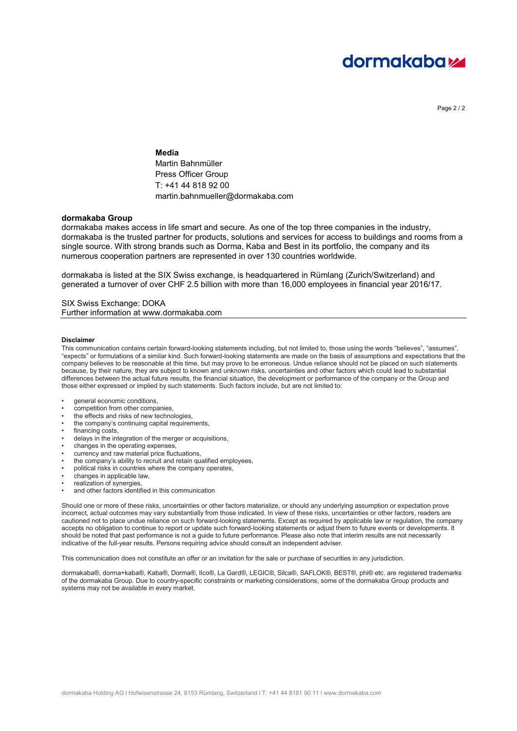**Media**
Martin Bahnmüller
Press Officer Group
T: +41 44 818 92 00
martin.bahnmueller@dormakaba.com

**dormakaba Group**
dormakaba makes access in life smart and secure. As one of the top three companies in the industry, dormakaba is the trusted partner for products, solutions and services for access to buildings and rooms from a single source. With strong brands such as Dorma, Kaba and Best in its portfolio, the company and its numerous cooperation partners are represented in over 130 countries worldwide.

dormakaba is listed at the SIX Swiss exchange, is headquartered in Rümlang (Zurich/Switzerland) and generated a turnover of over CHF 2.5 billion with more than 16,000 employees in financial year 2016/17.

SIX Swiss Exchange: DOKA
Further information at www.dormakaba.com

---

**Disclaimer**
This communication contains certain forward-looking statements including, but not limited to, those using the words "believes", "assumes", "expects" or formulations of a similar kind. Such forward-looking statements are made on the basis of assumptions and expectations that the company believes to be reasonable at this time, but may prove to be erroneous. Undue reliance should not be placed on such statements because, by their nature, they are subject to known and unknown risks, uncertainties and other factors which could lead to substantial differences between the actual future results, the financial situation, the development or performance of the company or the Group and those either expressed or implied by such statements. Such factors include, but are not limited to:

- general economic conditions,
- competition from other companies,
- the effects and risks of new technologies,
- the company's continuing capital requirements,
- financing costs,
- delays in the integration of the merger or acquisitions,
- changes in the operating expenses,
- currency and raw material price fluctuations,
- the company's ability to recruit and retain qualified employees,
- political risks in countries where the company operates,
- changes in applicable law,
- realization of synergies,
- and other factors identified in this communication

Should one or more of these risks, uncertainties or other factors materialize, or should any underlying assumption or expectation prove incorrect, actual outcomes may vary substantially from those indicated. In view of these risks, uncertainties or other factors, readers are cautioned not to place undue reliance on such forward-looking statements. Except as required by applicable law or regulation, the company accepts no obligation to continue to report or update such forward-looking statements or adjust them to future events or developments. It should be noted that past performance is not a guide to future performance. Please also note that interim results are not necessarily indicative of the full-year results. Persons requiring advice should consult an independent adviser.

This communication does not constitute an offer or an invitation for the sale or purchase of securities in any jurisdiction.

dormakaba®, dorma+kaba®, Kaba®, Dorma®, Ilco®, La Gard®, LEGIC®, Silca®, SAFLOK®, BEST®, phi® etc. are registered trademarks of the dormakaba Group. Due to country-specific constraints or marketing considerations, some of the dormakaba Group products and systems may not be available in every market.